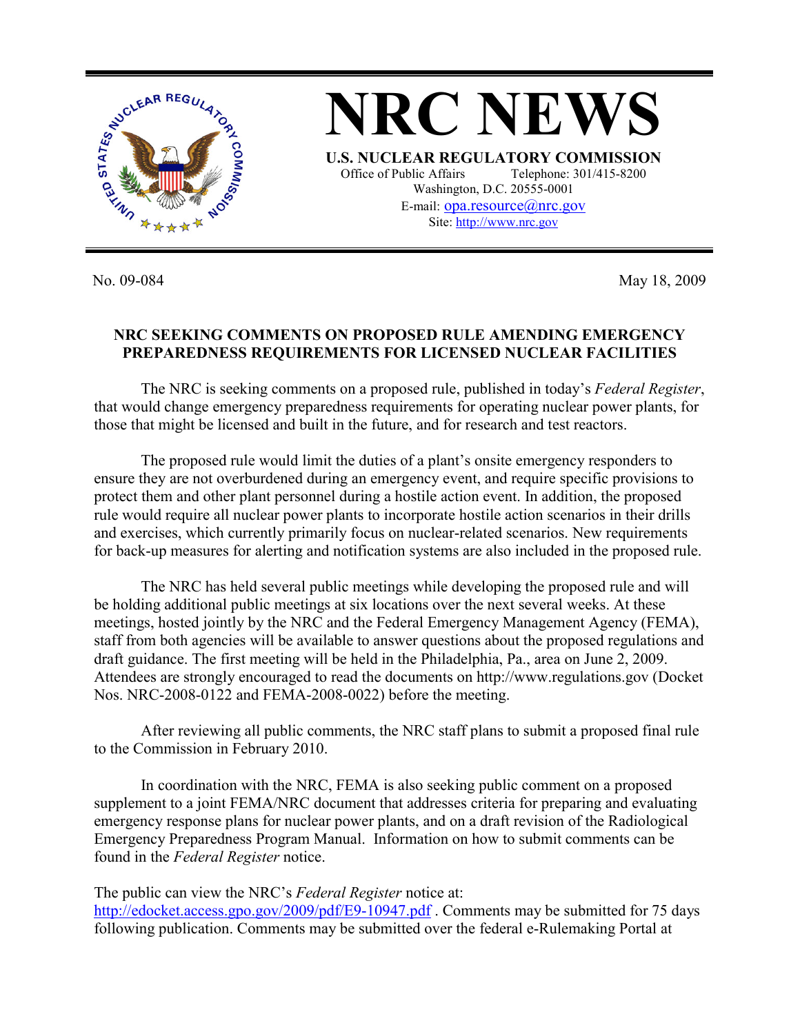# NRC NEWS

**U.S. NUCLEAR REGULATORY COMMISSION**

Office of Public Affairs Telephone: 301/415-8200
Washington, D.C. 20555-0001
E-mail: opa.resource@nrc.gov
Site: http://www.nrc.gov

No. 09-084 May 18, 2009

## NRC SEEKING COMMENTS ON PROPOSED RULE AMENDING EMERGENCY PREPAREDNESS REQUIREMENTS FOR LICENSED NUCLEAR FACILITIES

The NRC is seeking comments on a proposed rule, published in today's *Federal Register*, that would change emergency preparedness requirements for operating nuclear power plants, for those that might be licensed and built in the future, and for research and test reactors.

The proposed rule would limit the duties of a plant's onsite emergency responders to ensure they are not overburdened during an emergency event, and require specific provisions to protect them and other plant personnel during a hostile action event. In addition, the proposed rule would require all nuclear power plants to incorporate hostile action scenarios in their drills and exercises, which currently primarily focus on nuclear-related scenarios. New requirements for back-up measures for alerting and notification systems are also included in the proposed rule.

The NRC has held several public meetings while developing the proposed rule and will be holding additional public meetings at six locations over the next several weeks. At these meetings, hosted jointly by the NRC and the Federal Emergency Management Agency (FEMA), staff from both agencies will be available to answer questions about the proposed regulations and draft guidance. The first meeting will be held in the Philadelphia, Pa., area on June 2, 2009. Attendees are strongly encouraged to read the documents on http://www.regulations.gov (Docket Nos. NRC-2008-0122 and FEMA-2008-0022) before the meeting.

After reviewing all public comments, the NRC staff plans to submit a proposed final rule to the Commission in February 2010.

In coordination with the NRC, FEMA is also seeking public comment on a proposed supplement to a joint FEMA/NRC document that addresses criteria for preparing and evaluating emergency response plans for nuclear power plants, and on a draft revision of the Radiological Emergency Preparedness Program Manual. Information on how to submit comments can be found in the *Federal Register* notice.

The public can view the NRC's *Federal Register* notice at: http://edocket.access.gpo.gov/2009/pdf/E9-10947.pdf . Comments may be submitted for 75 days following publication. Comments may be submitted over the federal e-Rulemaking Portal at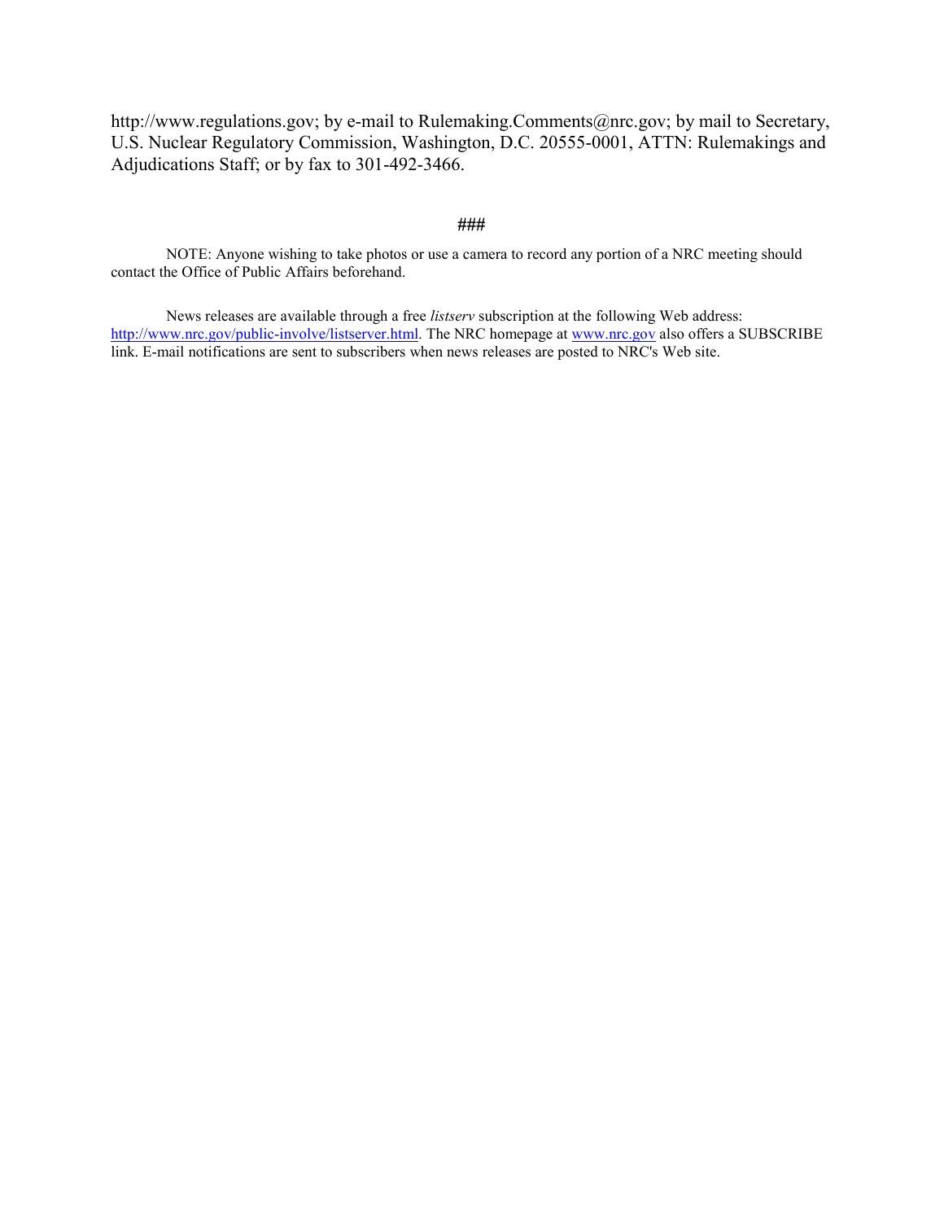http://www.regulations.gov; by e-mail to Rulemaking.Comments@nrc.gov; by mail to Secretary, U.S. Nuclear Regulatory Commission, Washington, D.C. 20555-0001, ATTN: Rulemakings and Adjudications Staff; or by fax to 301-492-3466.

###

NOTE: Anyone wishing to take photos or use a camera to record any portion of a NRC meeting should contact the Office of Public Affairs beforehand.

News releases are available through a free *listserv* subscription at the following Web address: http://www.nrc.gov/public-involve/listserver.html. The NRC homepage at www.nrc.gov also offers a SUBSCRIBE link. E-mail notifications are sent to subscribers when news releases are posted to NRC's Web site.